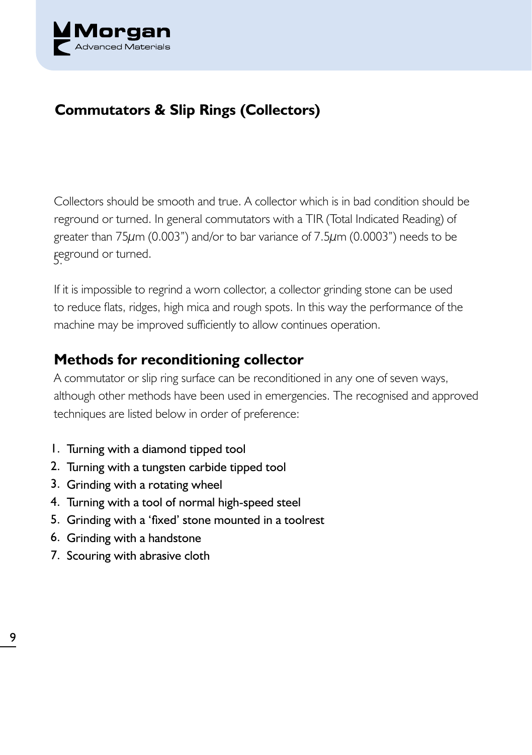## Commatators & Slip Rings (Collectors)

Collectors should be smooth and true. A collector which is in bad condition should be reground or turned. In general commutators with a TIR (Total Indicated Reading) of greater than 75$\mu$m (0.003") and/or to bar variance of 7.5$\mu$m (0.0003") needs to be reground or turned.

If it is impossible to regrind a worn collector, a collector grinding stone can be used to reduce flats, ridges, high mica and rough spots. In this way the performance of the machine may be improved sufficiently to allow continues operation.

### Methods for reconditioning collector

A commutator or slip ring surface can be reconditioned in any one of seven ways, although other methods have been used in emergencies. The recognised and approved techniques are listed below in order of preference:

1. Turning with a diamond tipped tool
2. Turning with a tungsten carbide tipped tool
3. Grinding with a rotating wheel
4. Turning with a tool of normal high-speed steel
5. Grinding with a 'fixed' stone mounted in a toolrest
6. Grinding with a handstone
7. Scouring with abrasive cloth

## Commutators & Slip Rings (Collectors)

Collectors should be smooth and true. A collector which is in bad condition should be reground or turned. In general commutators with a TIR (Total Indicated Reading) of greater than 75$\mu$m (0.003") and/or to bar variance of 7.5$\mu$m (0.0003") needs to be reground or turned.

If it is impossible to regrind a worn collector, a collector grinding stone can be used to reduce flats, ridges, high mica and rough spots. In this way the performance of the machine may be improved sufficiently to allow continues operation.

### Methods for reconditioning collector

A commutator or slip ring surface can be reconditioned in any one of seven ways, although other methods have been used in emergencies. The recognised and approved techniques are listed below in order of preference:

1. Turning with a diamond tipped tool
2. Turning with a tungsten carbide tipped tool
3. Grinding with a rotating wheel
4. Turning with a tool of normal high-speed steel
5. Grinding with a 'fixed' stone mounted in a toolrest
6. Grinding with a handstone
7. Scouring with abrasive cloth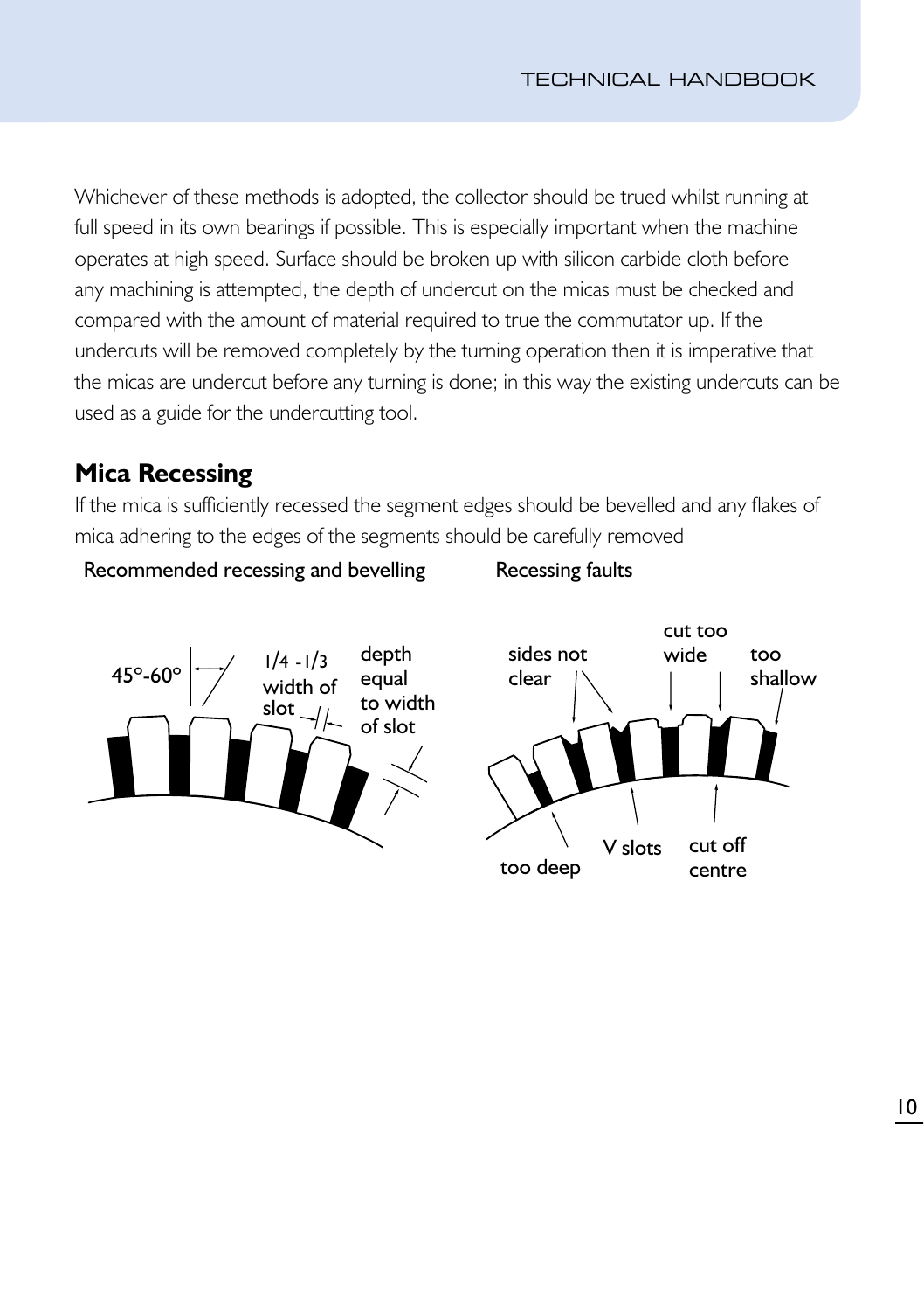Whichever of these methods is adopted, the collector should be trued whilst running at full speed in its own bearings if possible. This is especially important when the machine operates at high speed. Surface should be broken up with silicon carbide cloth before any machining is attempted, the depth of undercut on the micas must be checked and compared with the amount of material required to true the commutator up. If the undercuts will be removed completely by the turning operation then it is imperative that the micas are undercut before any turning is done; in this way the existing undercuts can be used as a guide for the undercutting tool.

## Mica Recessing

If the mica is sufficiently recessed the segment edges should be bevelled and any flakes of mica adhering to the edges of the segments should be carefully removed

Recommended recessing and bevelling

45°-60°

1/4 - 1/3 width of slot

depth equal to width of slot

Recessing faults

sides not clear

cut too wide

too shallow

too deep

V slots

cut off centre